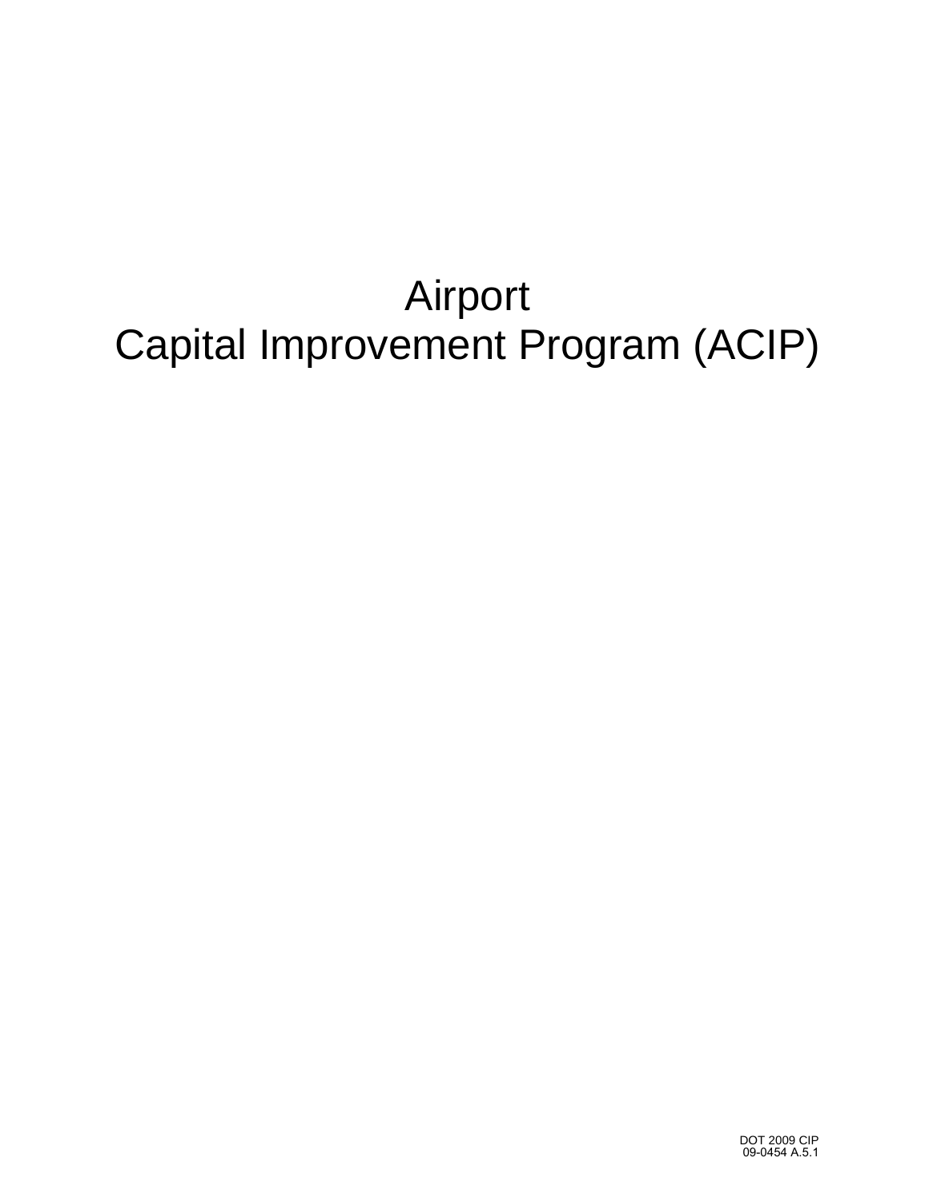# Airport
# Capital Improvement Program (ACIP)

DOT 2009 CIP
09-0454 A.5.1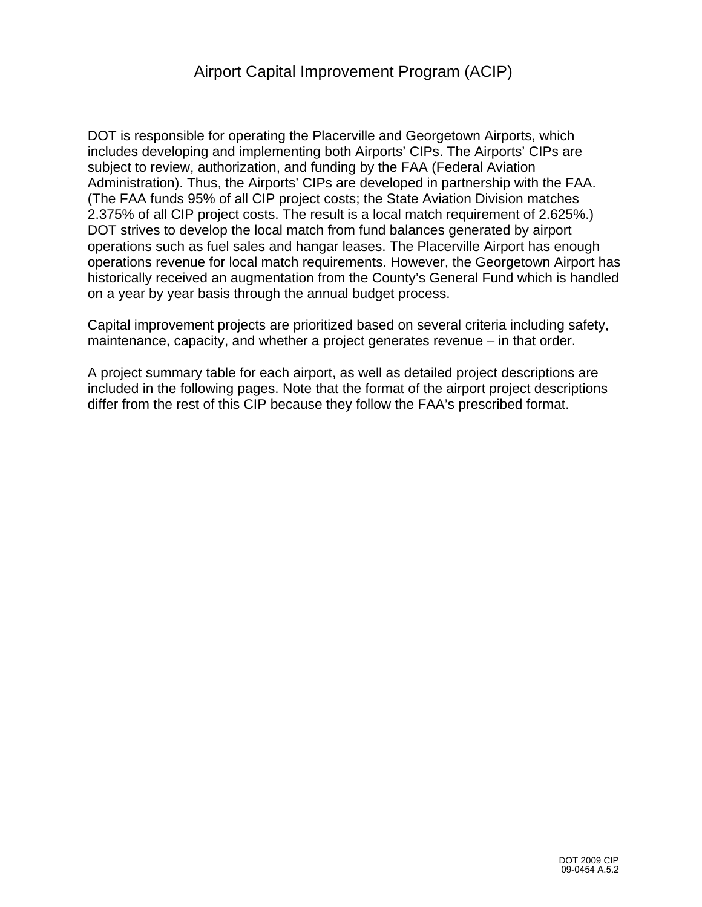# Airport Capital Improvement Program (ACIP)

DOT is responsible for operating the Placerville and Georgetown Airports, which includes developing and implementing both Airports' CIPs. The Airports' CIPs are subject to review, authorization, and funding by the FAA (Federal Aviation Administration). Thus, the Airports' CIPs are developed in partnership with the FAA. (The FAA funds 95% of all CIP project costs; the State Aviation Division matches 2.375% of all CIP project costs. The result is a local match requirement of 2.625%.) DOT strives to develop the local match from fund balances generated by airport operations such as fuel sales and hangar leases. The Placerville Airport has enough operations revenue for local match requirements. However, the Georgetown Airport has historically received an augmentation from the County's General Fund which is handled on a year by year basis through the annual budget process.

Capital improvement projects are prioritized based on several criteria including safety, maintenance, capacity, and whether a project generates revenue – in that order.

A project summary table for each airport, as well as detailed project descriptions are included in the following pages. Note that the format of the airport project descriptions differ from the rest of this CIP because they follow the FAA's prescribed format.